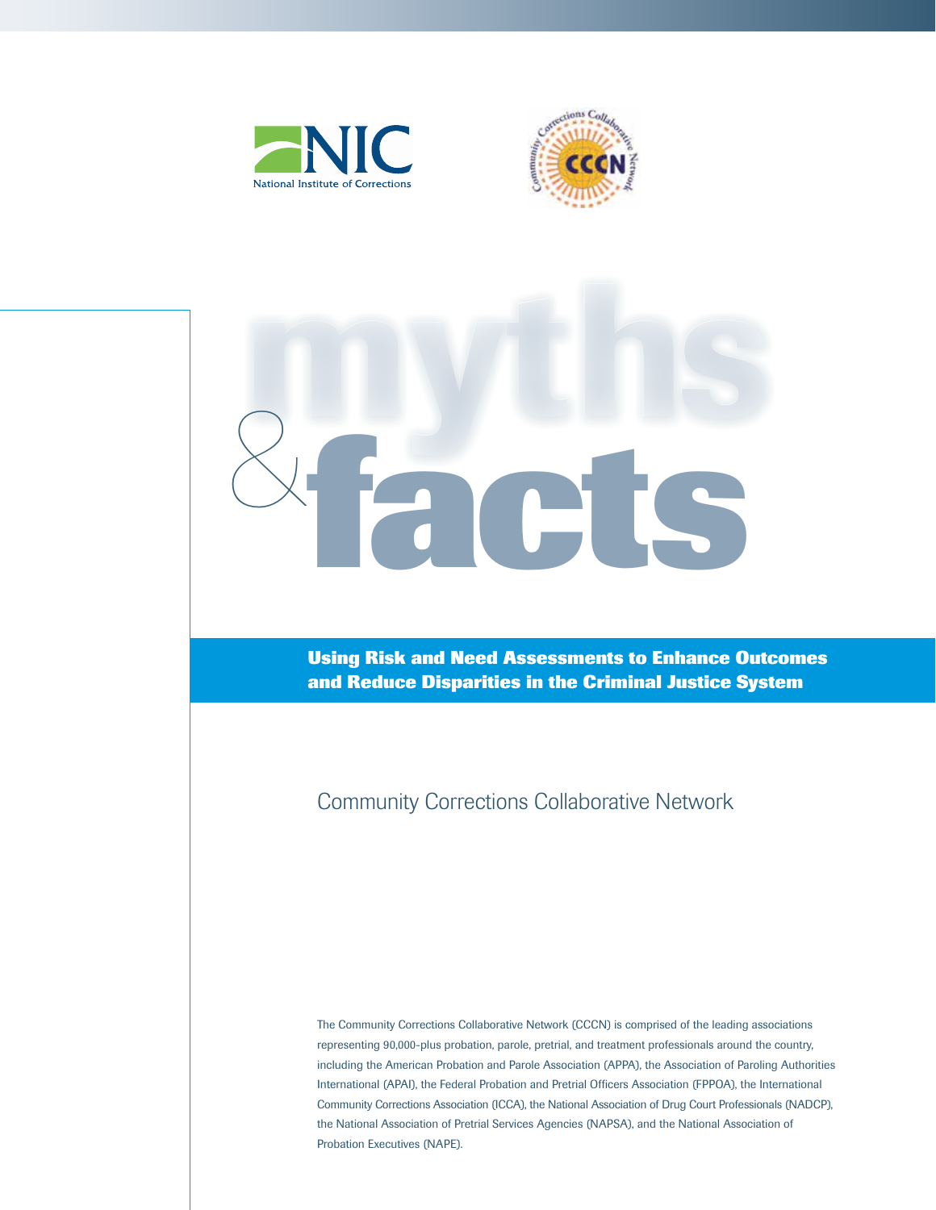NIC

National Institute of Corrections

CCCN

# myths & facts

## Using Risk and Need Assessments to Enhance Outcomes and Reduce Disparities in the Criminal Justice System

Community Corrections Collaborative Network

The Community Corrections Collaborative Network (CCCN) is comprised of the leading associations representing 90,000-plus probation, parole, pretrial, and treatment professionals around the country, including the American Probation and Parole Association (APPA), the Association of Paroling Authorities International (APAI), the Federal Probation and Pretrial Officers Association (FPPOA), the International Community Corrections Association (ICCA), the National Association of Drug Court Professionals (NADCP), the National Association of Pretrial Services Agencies (NAPSA), and the National Association of Probation Executives (NAPE).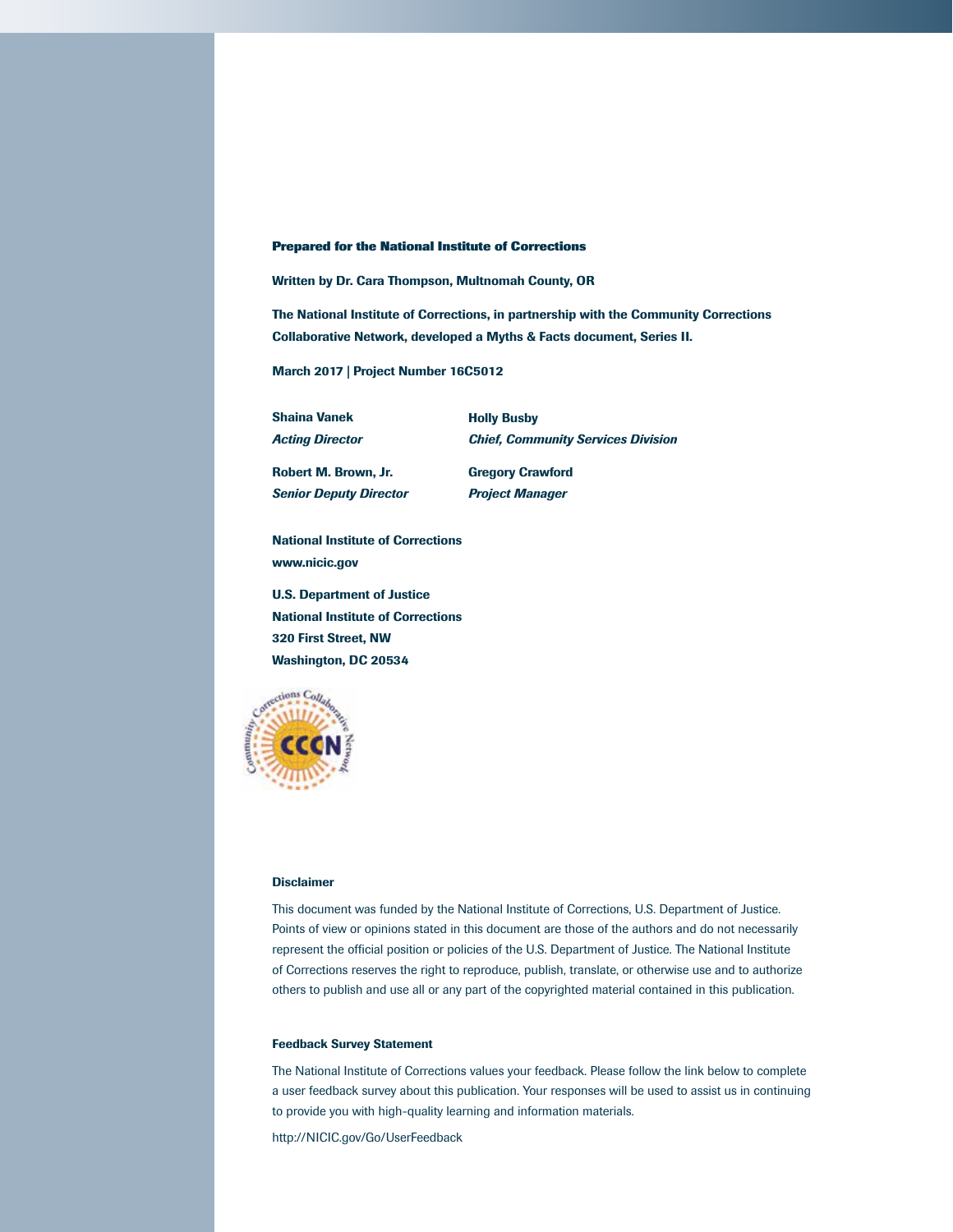**Prepared for the National Institute of Corrections**

**Written by Dr. Cara Thompson, Multnomah County, OR**

**The National Institute of Corrections, in partnership with the Community Corrections Collaborative Network, developed a Myths & Facts document, Series II.**

**March 2017 | Project Number 16C5012**

**Shaina Vanek**
***Acting Director***

**Robert M. Brown, Jr.**
***Senior Deputy Director***

**Holly Busby**
***Chief, Community Services Division***

**Gregory Crawford**
***Project Manager***

**National Institute of Corrections**
**www.nicic.gov**

**U.S. Department of Justice**
**National Institute of Corrections**
**320 First Street, NW**
**Washington, DC 20534**

**Disclaimer**

This document was funded by the National Institute of Corrections, U.S. Department of Justice. Points of view or opinions stated in this document are those of the authors and do not necessarily represent the official position or policies of the U.S. Department of Justice. The National Institute of Corrections reserves the right to reproduce, publish, translate, or otherwise use and to authorize others to publish and use all or any part of the copyrighted material contained in this publication.

**Feedback Survey Statement**

The National Institute of Corrections values your feedback. Please follow the link below to complete a user feedback survey about this publication. Your responses will be used to assist us in continuing to provide you with high-quality learning and information materials.

http://NICIC.gov/Go/UserFeedback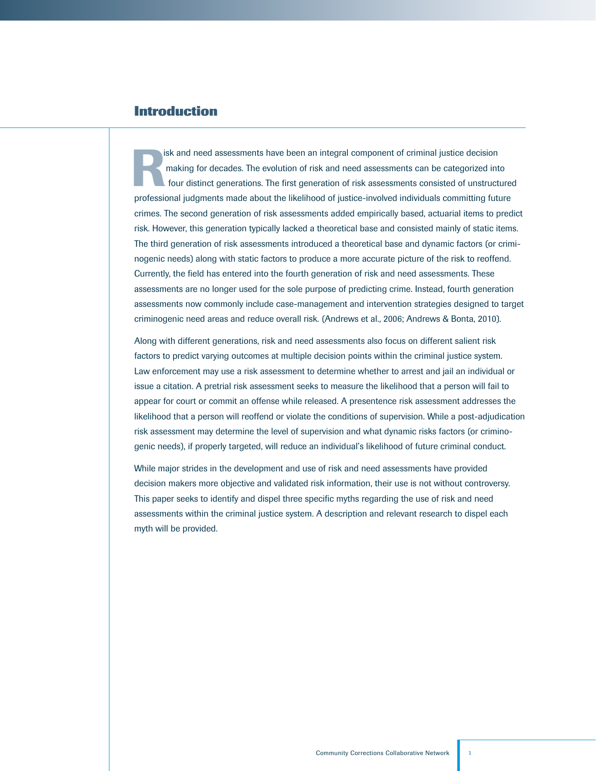## Introduction

Risk and need assessments have been an integral component of criminal justice decision making for decades. The evolution of risk and need assessments can be categorized into four distinct generations. The first generation of risk assessments consisted of unstructured professional judgments made about the likelihood of justice-involved individuals committing future crimes. The second generation of risk assessments added empirically based, actuarial items to predict risk. However, this generation typically lacked a theoretical base and consisted mainly of static items. The third generation of risk assessments introduced a theoretical base and dynamic factors (or criminogenic needs) along with static factors to produce a more accurate picture of the risk to reoffend. Currently, the field has entered into the fourth generation of risk and need assessments. These assessments are no longer used for the sole purpose of predicting crime. Instead, fourth generation assessments now commonly include case-management and intervention strategies designed to target criminogenic need areas and reduce overall risk. (Andrews et al., 2006; Andrews & Bonta, 2010).

Along with different generations, risk and need assessments also focus on different salient risk factors to predict varying outcomes at multiple decision points within the criminal justice system. Law enforcement may use a risk assessment to determine whether to arrest and jail an individual or issue a citation. A pretrial risk assessment seeks to measure the likelihood that a person will fail to appear for court or commit an offense while released. A presentence risk assessment addresses the likelihood that a person will reoffend or violate the conditions of supervision. While a post-adjudication risk assessment may determine the level of supervision and what dynamic risks factors (or criminogenic needs), if properly targeted, will reduce an individual's likelihood of future criminal conduct.

While major strides in the development and use of risk and need assessments have provided decision makers more objective and validated risk information, their use is not without controversy. This paper seeks to identify and dispel three specific myths regarding the use of risk and need assessments within the criminal justice system. A description and relevant research to dispel each myth will be provided.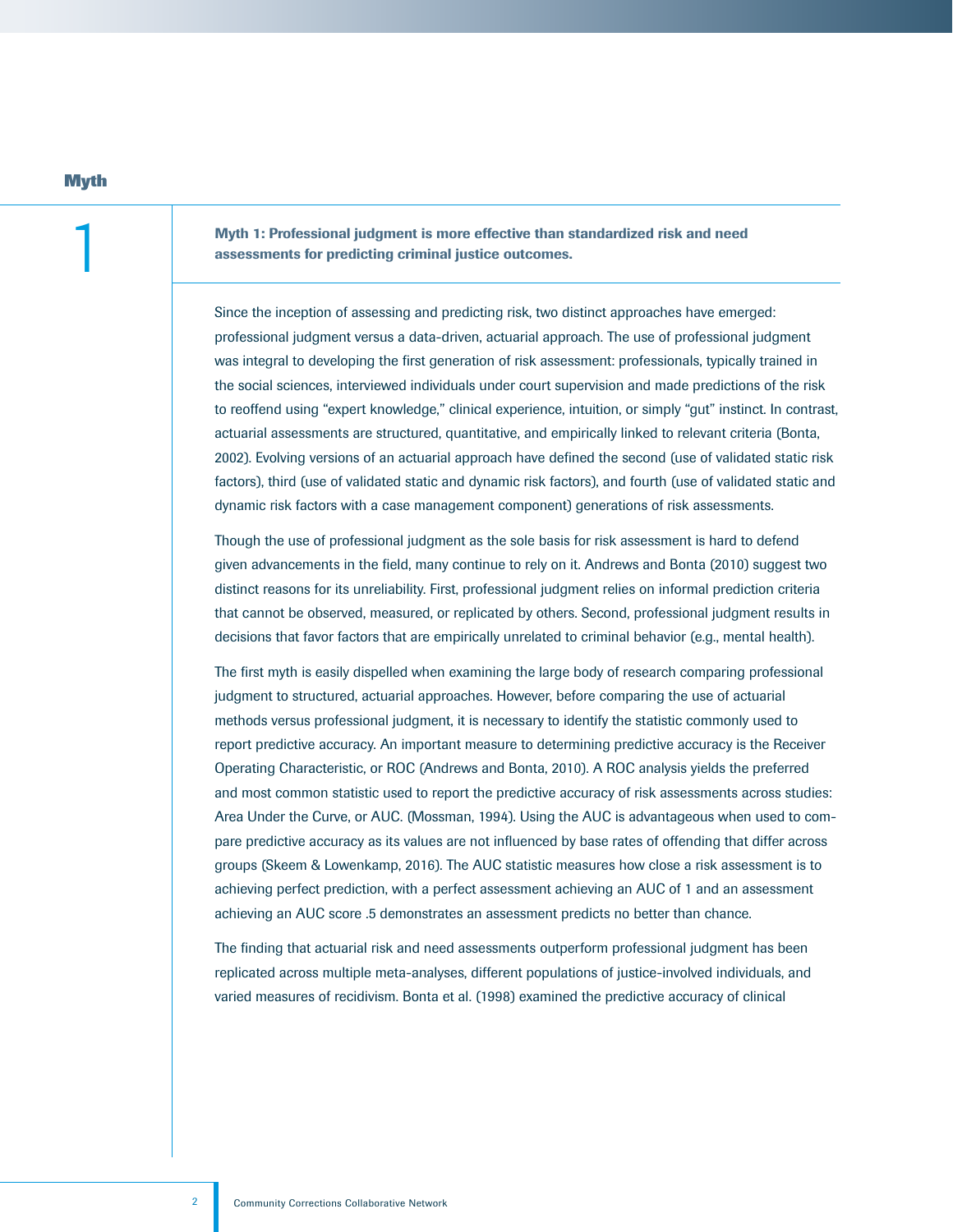## Myth

# 1

**Myth 1: Professional judgment is more effective than standardized risk and need assessments for predicting criminal justice outcomes.**

Since the inception of assessing and predicting risk, two distinct approaches have emerged: professional judgment versus a data-driven, actuarial approach. The use of professional judgment was integral to developing the first generation of risk assessment: professionals, typically trained in the social sciences, interviewed individuals under court supervision and made predictions of the risk to reoffend using "expert knowledge," clinical experience, intuition, or simply "gut" instinct. In contrast, actuarial assessments are structured, quantitative, and empirically linked to relevant criteria (Bonta, 2002). Evolving versions of an actuarial approach have defined the second (use of validated static risk factors), third (use of validated static and dynamic risk factors), and fourth (use of validated static and dynamic risk factors with a case management component) generations of risk assessments.

Though the use of professional judgment as the sole basis for risk assessment is hard to defend given advancements in the field, many continue to rely on it. Andrews and Bonta (2010) suggest two distinct reasons for its unreliability. First, professional judgment relies on informal prediction criteria that cannot be observed, measured, or replicated by others. Second, professional judgment results in decisions that favor factors that are empirically unrelated to criminal behavior (e.g., mental health).

The first myth is easily dispelled when examining the large body of research comparing professional judgment to structured, actuarial approaches. However, before comparing the use of actuarial methods versus professional judgment, it is necessary to identify the statistic commonly used to report predictive accuracy. An important measure to determining predictive accuracy is the Receiver Operating Characteristic, or ROC (Andrews and Bonta, 2010). A ROC analysis yields the preferred and most common statistic used to report the predictive accuracy of risk assessments across studies: Area Under the Curve, or AUC. (Mossman, 1994). Using the AUC is advantageous when used to compare predictive accuracy as its values are not influenced by base rates of offending that differ across groups (Skeem & Lowenkamp, 2016). The AUC statistic measures how close a risk assessment is to achieving perfect prediction, with a perfect assessment achieving an AUC of 1 and an assessment achieving an AUC score .5 demonstrates an assessment predicts no better than chance.

The finding that actuarial risk and need assessments outperform professional judgment has been replicated across multiple meta-analyses, different populations of justice-involved individuals, and varied measures of recidivism. Bonta et al. (1998) examined the predictive accuracy of clinical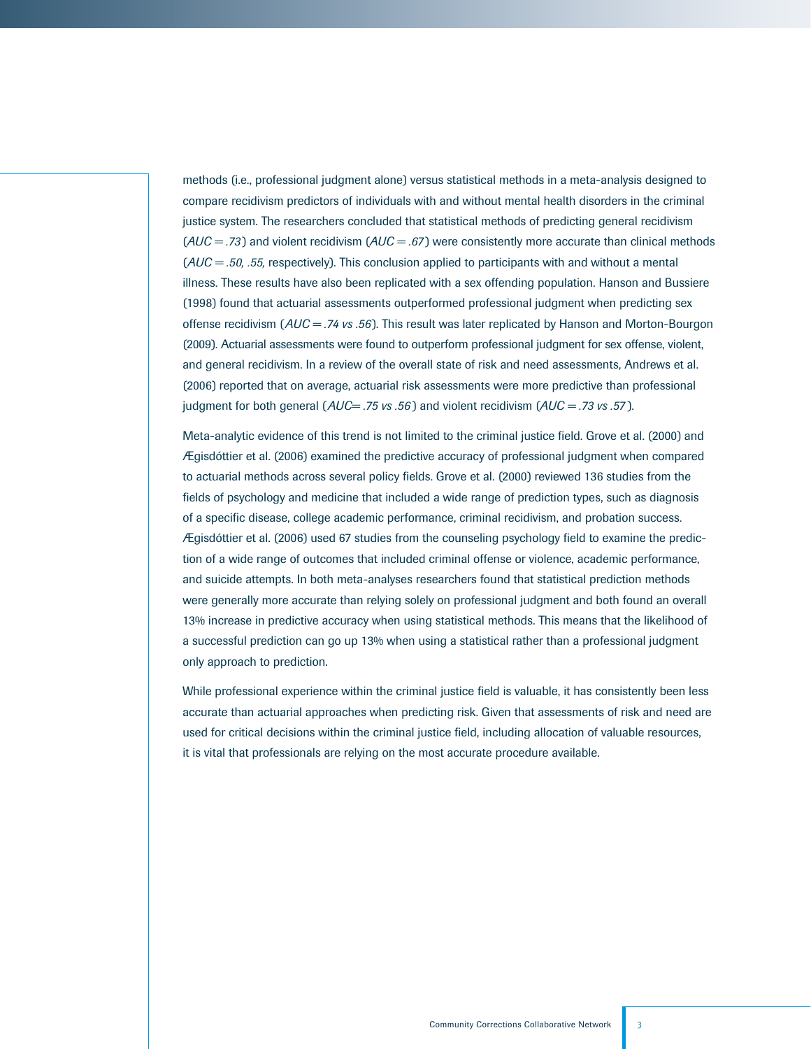methods (i.e., professional judgment alone) versus statistical methods in a meta-analysis designed to compare recidivism predictors of individuals with and without mental health disorders in the criminal justice system. The researchers concluded that statistical methods of predicting general recidivism (*AUC = .73*) and violent recidivism (*AUC = .67*) were consistently more accurate than clinical methods (*AUC = .50, .55,* respectively). This conclusion applied to participants with and without a mental illness. These results have also been replicated with a sex offending population. Hanson and Bussiere (1998) found that actuarial assessments outperformed professional judgment when predicting sex offense recidivism (*AUC = .74 vs .56*). This result was later replicated by Hanson and Morton-Bourgon (2009). Actuarial assessments were found to outperform professional judgment for sex offense, violent, and general recidivism. In a review of the overall state of risk and need assessments, Andrews et al. (2006) reported that on average, actuarial risk assessments were more predictive than professional judgment for both general (*AUC= .75 vs .56*) and violent recidivism (*AUC = .73 vs .57*).

Meta-analytic evidence of this trend is not limited to the criminal justice field. Grove et al. (2000) and Ægisdóttier et al. (2006) examined the predictive accuracy of professional judgment when compared to actuarial methods across several policy fields. Grove et al. (2000) reviewed 136 studies from the fields of psychology and medicine that included a wide range of prediction types, such as diagnosis of a specific disease, college academic performance, criminal recidivism, and probation success. Ægisdóttier et al. (2006) used 67 studies from the counseling psychology field to examine the prediction of a wide range of outcomes that included criminal offense or violence, academic performance, and suicide attempts. In both meta-analyses researchers found that statistical prediction methods were generally more accurate than relying solely on professional judgment and both found an overall 13% increase in predictive accuracy when using statistical methods. This means that the likelihood of a successful prediction can go up 13% when using a statistical rather than a professional judgment only approach to prediction.

While professional experience within the criminal justice field is valuable, it has consistently been less accurate than actuarial approaches when predicting risk. Given that assessments of risk and need are used for critical decisions within the criminal justice field, including allocation of valuable resources, it is vital that professionals are relying on the most accurate procedure available.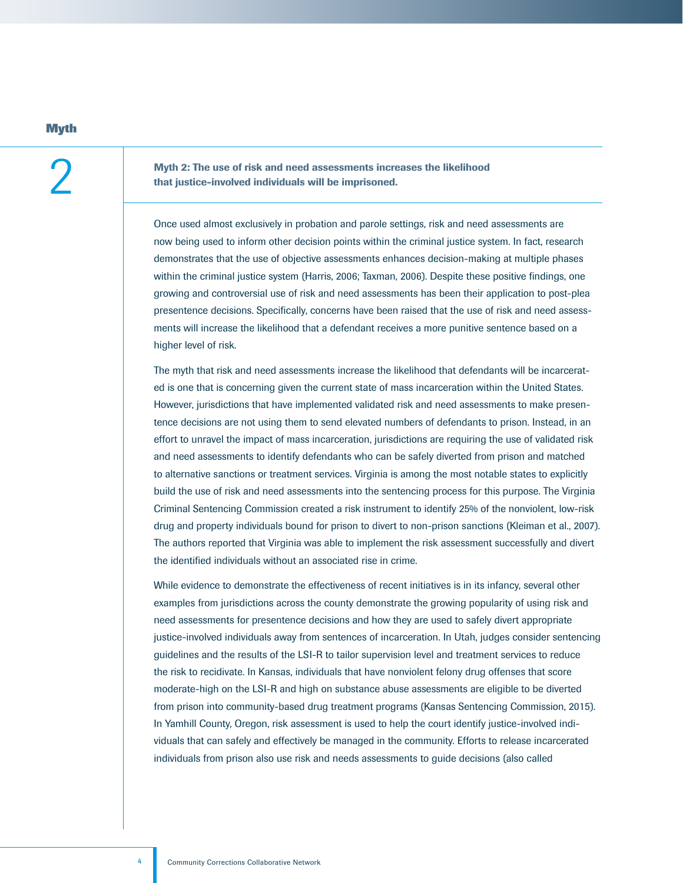## Myth

# 2

### Myth 2: The use of risk and need assessments increases the likelihood that justice-involved individuals will be imprisoned.

Once used almost exclusively in probation and parole settings, risk and need assessments are now being used to inform other decision points within the criminal justice system. In fact, research demonstrates that the use of objective assessments enhances decision-making at multiple phases within the criminal justice system (Harris, 2006; Taxman, 2006). Despite these positive findings, one growing and controversial use of risk and need assessments has been their application to post-plea presentence decisions. Specifically, concerns have been raised that the use of risk and need assessments will increase the likelihood that a defendant receives a more punitive sentence based on a higher level of risk.

The myth that risk and need assessments increase the likelihood that defendants will be incarcerated is one that is concerning given the current state of mass incarceration within the United States. However, jurisdictions that have implemented validated risk and need assessments to make presentence decisions are not using them to send elevated numbers of defendants to prison. Instead, in an effort to unravel the impact of mass incarceration, jurisdictions are requiring the use of validated risk and need assessments to identify defendants who can be safely diverted from prison and matched to alternative sanctions or treatment services. Virginia is among the most notable states to explicitly build the use of risk and need assessments into the sentencing process for this purpose. The Virginia Criminal Sentencing Commission created a risk instrument to identify 25% of the nonviolent, low-risk drug and property individuals bound for prison to divert to non-prison sanctions (Kleiman et al., 2007). The authors reported that Virginia was able to implement the risk assessment successfully and divert the identified individuals without an associated rise in crime.

While evidence to demonstrate the effectiveness of recent initiatives is in its infancy, several other examples from jurisdictions across the county demonstrate the growing popularity of using risk and need assessments for presentence decisions and how they are used to safely divert appropriate justice-involved individuals away from sentences of incarceration. In Utah, judges consider sentencing guidelines and the results of the LSI-R to tailor supervision level and treatment services to reduce the risk to recidivate. In Kansas, individuals that have nonviolent felony drug offenses that score moderate-high on the LSI-R and high on substance abuse assessments are eligible to be diverted from prison into community-based drug treatment programs (Kansas Sentencing Commission, 2015). In Yamhill County, Oregon, risk assessment is used to help the court identify justice-involved individuals that can safely and effectively be managed in the community. Efforts to release incarcerated individuals from prison also use risk and needs assessments to guide decisions (also called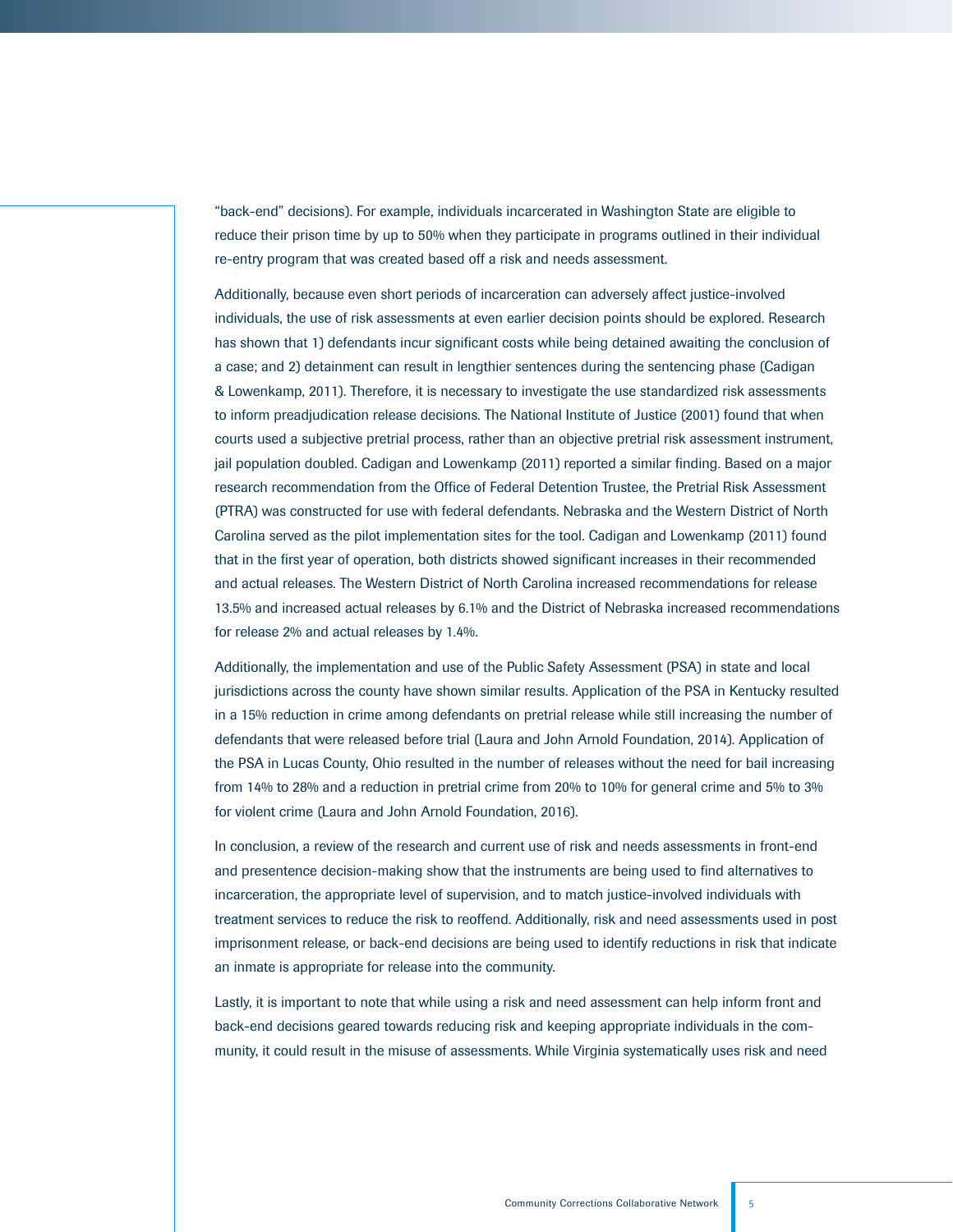"back-end" decisions). For example, individuals incarcerated in Washington State are eligible to reduce their prison time by up to 50% when they participate in programs outlined in their individual re-entry program that was created based off a risk and needs assessment.

Additionally, because even short periods of incarceration can adversely affect justice-involved individuals, the use of risk assessments at even earlier decision points should be explored. Research has shown that 1) defendants incur significant costs while being detained awaiting the conclusion of a case; and 2) detainment can result in lengthier sentences during the sentencing phase (Cadigan & Lowenkamp, 2011). Therefore, it is necessary to investigate the use standardized risk assessments to inform preadjudication release decisions. The National Institute of Justice (2001) found that when courts used a subjective pretrial process, rather than an objective pretrial risk assessment instrument, jail population doubled. Cadigan and Lowenkamp (2011) reported a similar finding. Based on a major research recommendation from the Office of Federal Detention Trustee, the Pretrial Risk Assessment (PTRA) was constructed for use with federal defendants. Nebraska and the Western District of North Carolina served as the pilot implementation sites for the tool. Cadigan and Lowenkamp (2011) found that in the first year of operation, both districts showed significant increases in their recommended and actual releases. The Western District of North Carolina increased recommendations for release 13.5% and increased actual releases by 6.1% and the District of Nebraska increased recommendations for release 2% and actual releases by 1.4%.

Additionally, the implementation and use of the Public Safety Assessment (PSA) in state and local jurisdictions across the county have shown similar results. Application of the PSA in Kentucky resulted in a 15% reduction in crime among defendants on pretrial release while still increasing the number of defendants that were released before trial (Laura and John Arnold Foundation, 2014). Application of the PSA in Lucas County, Ohio resulted in the number of releases without the need for bail increasing from 14% to 28% and a reduction in pretrial crime from 20% to 10% for general crime and 5% to 3% for violent crime (Laura and John Arnold Foundation, 2016).

In conclusion, a review of the research and current use of risk and needs assessments in front-end and presentence decision-making show that the instruments are being used to find alternatives to incarceration, the appropriate level of supervision, and to match justice-involved individuals with treatment services to reduce the risk to reoffend. Additionally, risk and need assessments used in post imprisonment release, or back-end decisions are being used to identify reductions in risk that indicate an inmate is appropriate for release into the community.

Lastly, it is important to note that while using a risk and need assessment can help inform front and back-end decisions geared towards reducing risk and keeping appropriate individuals in the community, it could result in the misuse of assessments. While Virginia systematically uses risk and need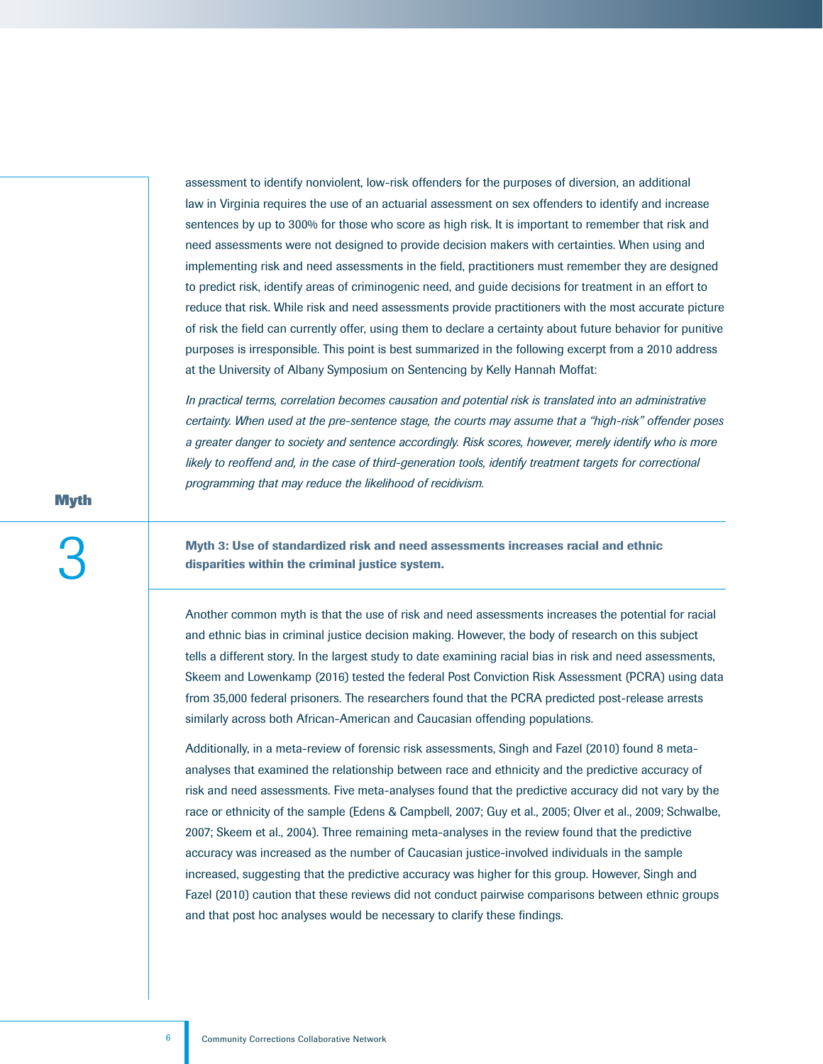assessment to identify nonviolent, low-risk offenders for the purposes of diversion, an additional law in Virginia requires the use of an actuarial assessment on sex offenders to identify and increase sentences by up to 300% for those who score as high risk. It is important to remember that risk and need assessments were not designed to provide decision makers with certainties. When using and implementing risk and need assessments in the field, practitioners must remember they are designed to predict risk, identify areas of criminogenic need, and guide decisions for treatment in an effort to reduce that risk. While risk and need assessments provide practitioners with the most accurate picture of risk the field can currently offer, using them to declare a certainty about future behavior for punitive purposes is irresponsible. This point is best summarized in the following excerpt from a 2010 address at the University of Albany Symposium on Sentencing by Kelly Hannah Moffat:

*In practical terms, correlation becomes causation and potential risk is translated into an administrative certainty. When used at the pre-sentence stage, the courts may assume that a "high-risk" offender poses a greater danger to society and sentence accordingly. Risk scores, however, merely identify who is more likely to reoffend and, in the case of third-generation tools, identify treatment targets for correctional programming that may reduce the likelihood of recidivism.*

## Myth 3

**Myth 3: Use of standardized risk and need assessments increases racial and ethnic disparities within the criminal justice system.**

Another common myth is that the use of risk and need assessments increases the potential for racial and ethnic bias in criminal justice decision making. However, the body of research on this subject tells a different story. In the largest study to date examining racial bias in risk and need assessments, Skeem and Lowenkamp (2016) tested the federal Post Conviction Risk Assessment (PCRA) using data from 35,000 federal prisoners. The researchers found that the PCRA predicted post-release arrests similarly across both African-American and Caucasian offending populations.

Additionally, in a meta-review of forensic risk assessments, Singh and Fazel (2010) found 8 meta-analyses that examined the relationship between race and ethnicity and the predictive accuracy of risk and need assessments. Five meta-analyses found that the predictive accuracy did not vary by the race or ethnicity of the sample (Edens & Campbell, 2007; Guy et al., 2005; Olver et al., 2009; Schwalbe, 2007; Skeem et al., 2004). Three remaining meta-analyses in the review found that the predictive accuracy was increased as the number of Caucasian justice-involved individuals in the sample increased, suggesting that the predictive accuracy was higher for this group. However, Singh and Fazel (2010) caution that these reviews did not conduct pairwise comparisons between ethnic groups and that post hoc analyses would be necessary to clarify these findings.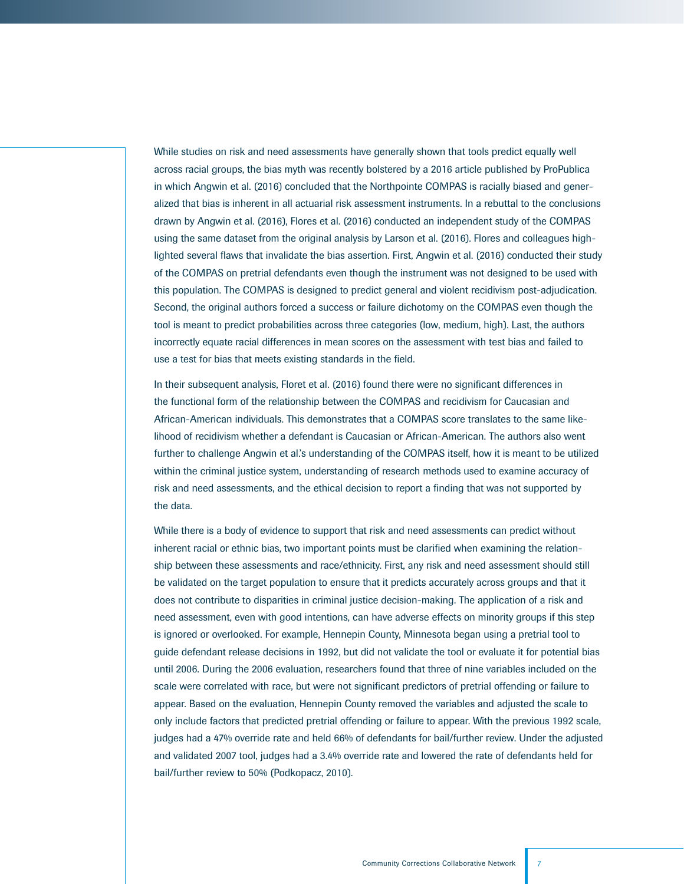While studies on risk and need assessments have generally shown that tools predict equally well across racial groups, the bias myth was recently bolstered by a 2016 article published by ProPublica in which Angwin et al. (2016) concluded that the Northpointe COMPAS is racially biased and generalized that bias is inherent in all actuarial risk assessment instruments. In a rebuttal to the conclusions drawn by Angwin et al. (2016), Flores et al. (2016) conducted an independent study of the COMPAS using the same dataset from the original analysis by Larson et al. (2016). Flores and colleagues highlighted several flaws that invalidate the bias assertion. First, Angwin et al. (2016) conducted their study of the COMPAS on pretrial defendants even though the instrument was not designed to be used with this population. The COMPAS is designed to predict general and violent recidivism post-adjudication. Second, the original authors forced a success or failure dichotomy on the COMPAS even though the tool is meant to predict probabilities across three categories (low, medium, high). Last, the authors incorrectly equate racial differences in mean scores on the assessment with test bias and failed to use a test for bias that meets existing standards in the field.

In their subsequent analysis, Floret et al. (2016) found there were no significant differences in the functional form of the relationship between the COMPAS and recidivism for Caucasian and African-American individuals. This demonstrates that a COMPAS score translates to the same likelihood of recidivism whether a defendant is Caucasian or African-American. The authors also went further to challenge Angwin et al.'s understanding of the COMPAS itself, how it is meant to be utilized within the criminal justice system, understanding of research methods used to examine accuracy of risk and need assessments, and the ethical decision to report a finding that was not supported by the data.

While there is a body of evidence to support that risk and need assessments can predict without inherent racial or ethnic bias, two important points must be clarified when examining the relationship between these assessments and race/ethnicity. First, any risk and need assessment should still be validated on the target population to ensure that it predicts accurately across groups and that it does not contribute to disparities in criminal justice decision-making. The application of a risk and need assessment, even with good intentions, can have adverse effects on minority groups if this step is ignored or overlooked. For example, Hennepin County, Minnesota began using a pretrial tool to guide defendant release decisions in 1992, but did not validate the tool or evaluate it for potential bias until 2006. During the 2006 evaluation, researchers found that three of nine variables included on the scale were correlated with race, but were not significant predictors of pretrial offending or failure to appear. Based on the evaluation, Hennepin County removed the variables and adjusted the scale to only include factors that predicted pretrial offending or failure to appear. With the previous 1992 scale, judges had a 47% override rate and held 66% of defendants for bail/further review. Under the adjusted and validated 2007 tool, judges had a 3.4% override rate and lowered the rate of defendants held for bail/further review to 50% (Podkopacz, 2010).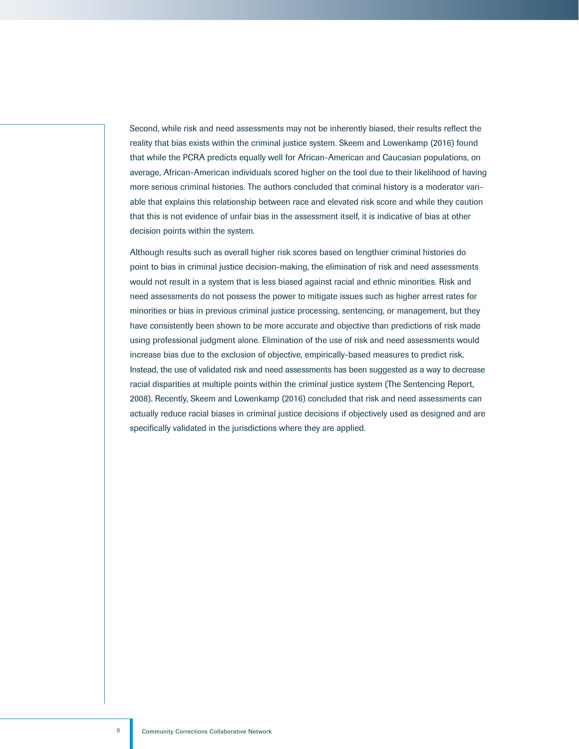Second, while risk and need assessments may not be inherently biased, their results reflect the reality that bias exists within the criminal justice system. Skeem and Lowenkamp (2016) found that while the PCRA predicts equally well for African-American and Caucasian populations, on average, African-American individuals scored higher on the tool due to their likelihood of having more serious criminal histories. The authors concluded that criminal history is a moderator variable that explains this relationship between race and elevated risk score and while they caution that this is not evidence of unfair bias in the assessment itself, it is indicative of bias at other decision points within the system.

Although results such as overall higher risk scores based on lengthier criminal histories do point to bias in criminal justice decision-making, the elimination of risk and need assessments would not result in a system that is less biased against racial and ethnic minorities. Risk and need assessments do not possess the power to mitigate issues such as higher arrest rates for minorities or bias in previous criminal justice processing, sentencing, or management, but they have consistently been shown to be more accurate and objective than predictions of risk made using professional judgment alone. Elimination of the use of risk and need assessments would increase bias due to the exclusion of objective, empirically-based measures to predict risk. Instead, the use of validated risk and need assessments has been suggested as a way to decrease racial disparities at multiple points within the criminal justice system (The Sentencing Report, 2008). Recently, Skeem and Lowenkamp (2016) concluded that risk and need assessments can actually reduce racial biases in criminal justice decisions if objectively used as designed and are specifically validated in the jurisdictions where they are applied.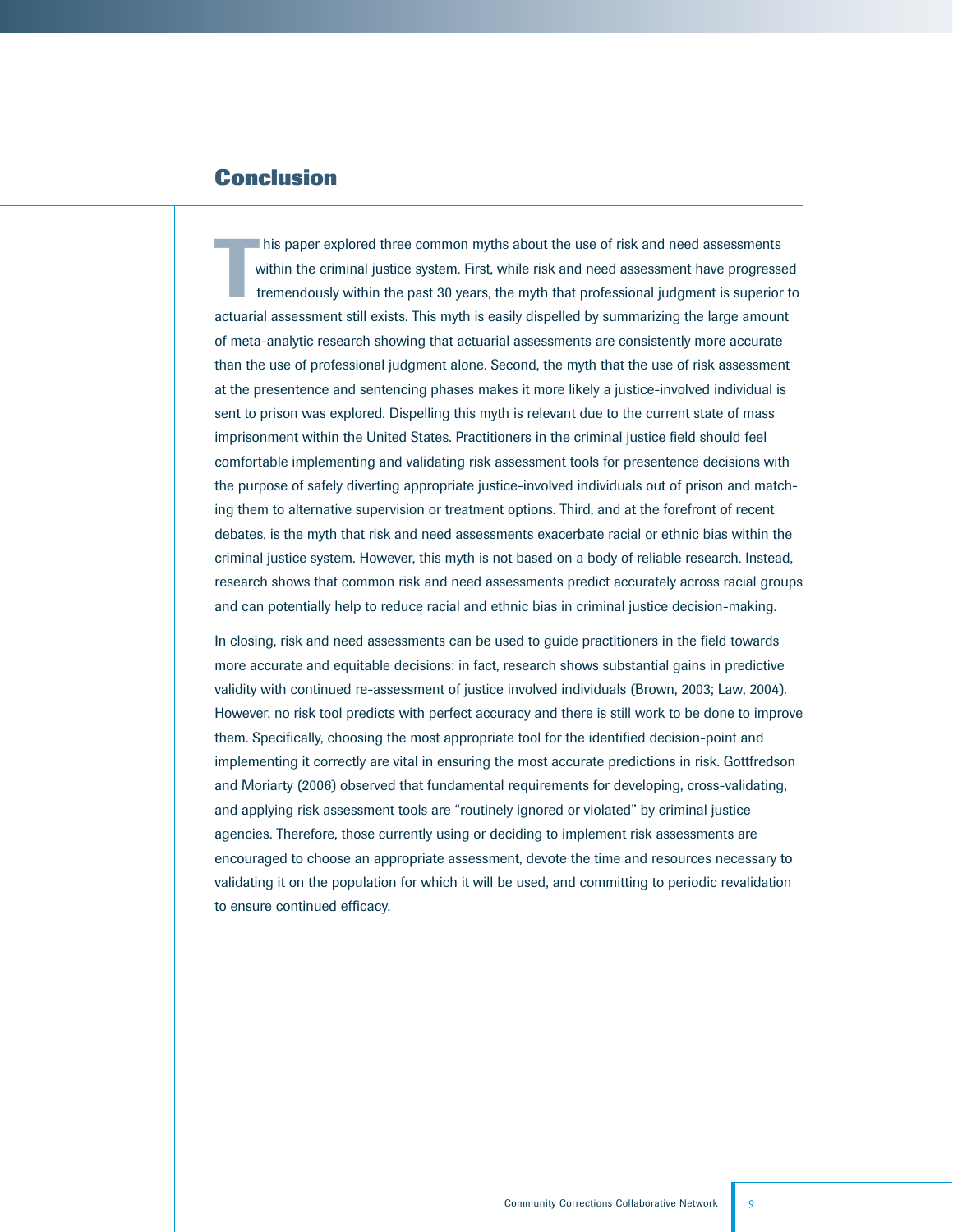## Conclusion

This paper explored three common myths about the use of risk and need assessments within the criminal justice system. First, while risk and need assessment have progressed tremendously within the past 30 years, the myth that professional judgment is superior to actuarial assessment still exists. This myth is easily dispelled by summarizing the large amount of meta-analytic research showing that actuarial assessments are consistently more accurate than the use of professional judgment alone. Second, the myth that the use of risk assessment at the presentence and sentencing phases makes it more likely a justice-involved individual is sent to prison was explored. Dispelling this myth is relevant due to the current state of mass imprisonment within the United States. Practitioners in the criminal justice field should feel comfortable implementing and validating risk assessment tools for presentence decisions with the purpose of safely diverting appropriate justice-involved individuals out of prison and matching them to alternative supervision or treatment options. Third, and at the forefront of recent debates, is the myth that risk and need assessments exacerbate racial or ethnic bias within the criminal justice system. However, this myth is not based on a body of reliable research. Instead, research shows that common risk and need assessments predict accurately across racial groups and can potentially help to reduce racial and ethnic bias in criminal justice decision-making.

In closing, risk and need assessments can be used to guide practitioners in the field towards more accurate and equitable decisions: in fact, research shows substantial gains in predictive validity with continued re-assessment of justice involved individuals (Brown, 2003; Law, 2004). However, no risk tool predicts with perfect accuracy and there is still work to be done to improve them. Specifically, choosing the most appropriate tool for the identified decision-point and implementing it correctly are vital in ensuring the most accurate predictions in risk. Gottfredson and Moriarty (2006) observed that fundamental requirements for developing, cross-validating, and applying risk assessment tools are "routinely ignored or violated" by criminal justice agencies. Therefore, those currently using or deciding to implement risk assessments are encouraged to choose an appropriate assessment, devote the time and resources necessary to validating it on the population for which it will be used, and committing to periodic revalidation to ensure continued efficacy.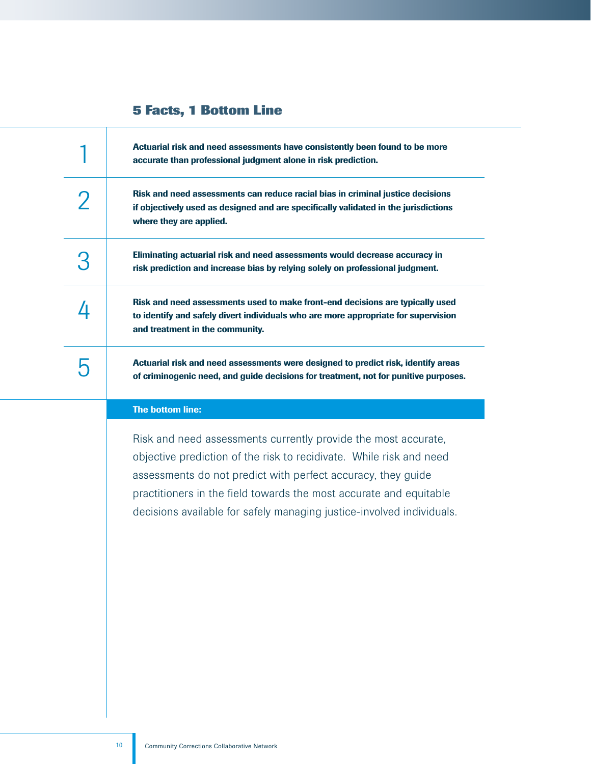## 5 Facts, 1 Bottom Line

1. **Actuarial risk and need assessments have consistently been found to be more accurate than professional judgment alone in risk prediction.**

2. **Risk and need assessments can reduce racial bias in criminal justice decisions if objectively used as designed and are specifically validated in the jurisdictions where they are applied.**

3. **Eliminating actuarial risk and need assessments would decrease accuracy in risk prediction and increase bias by relying solely on professional judgment.**

4. **Risk and need assessments used to make front-end decisions are typically used to identify and safely divert individuals who are more appropriate for supervision and treatment in the community.**

5. **Actuarial risk and need assessments were designed to predict risk, identify areas of criminogenic need, and guide decisions for treatment, not for punitive purposes.**

**The bottom line:**

Risk and need assessments currently provide the most accurate, objective prediction of the risk to recidivate. While risk and need assessments do not predict with perfect accuracy, they guide practitioners in the field towards the most accurate and equitable decisions available for safely managing justice-involved individuals.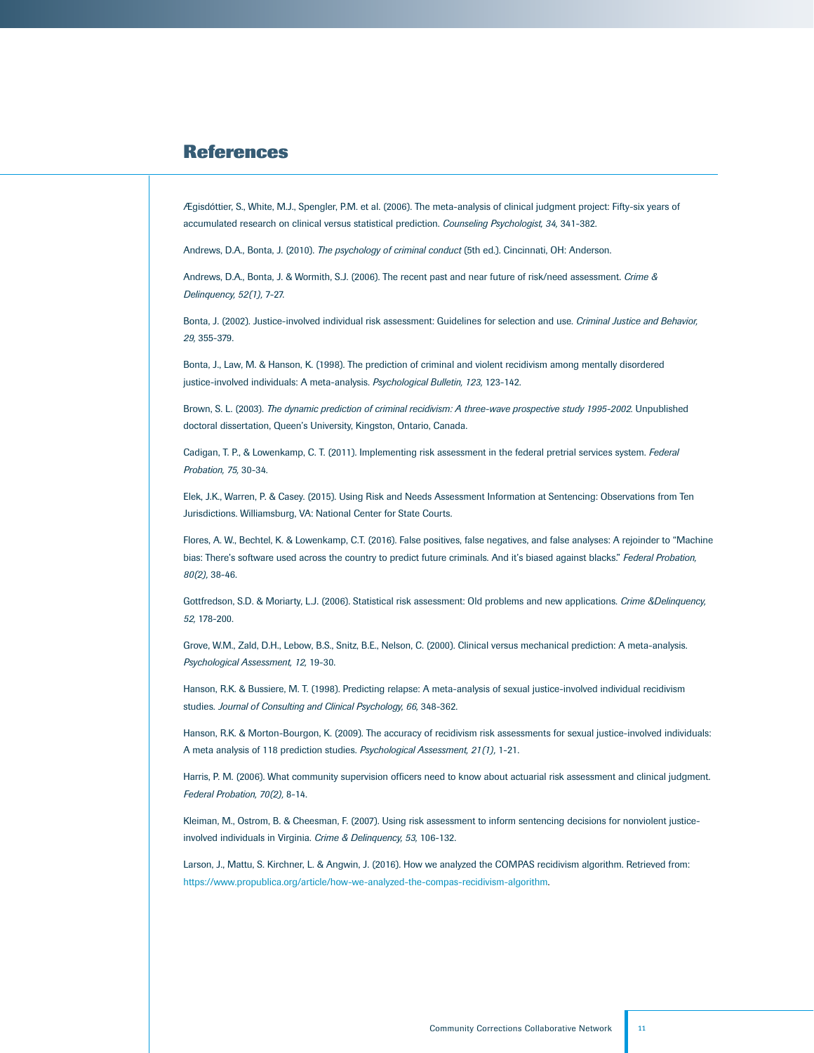## References

Ægisdóttier, S., White, M.J., Spengler, P.M. et al. (2006). The meta-analysis of clinical judgment project: Fifty-six years of accumulated research on clinical versus statistical prediction. *Counseling Psychologist, 34,* 341-382.

Andrews, D.A., Bonta, J. (2010). *The psychology of criminal conduct* (5th ed.). Cincinnati, OH: Anderson.

Andrews, D.A., Bonta, J. & Wormith, S.J. (2006). The recent past and near future of risk/need assessment. *Crime & Delinquency, 52(1),* 7-27.

Bonta, J. (2002). Justice-involved individual risk assessment: Guidelines for selection and use. *Criminal Justice and Behavior, 29,* 355-379.

Bonta, J., Law, M. & Hanson, K. (1998). The prediction of criminal and violent recidivism among mentally disordered justice-involved individuals: A meta-analysis. *Psychological Bulletin, 123,* 123-142.

Brown, S. L. (2003). *The dynamic prediction of criminal recidivism: A three-wave prospective study 1995-2002.* Unpublished doctoral dissertation, Queen's University, Kingston, Ontario, Canada.

Cadigan, T. P., & Lowenkamp, C. T. (2011). Implementing risk assessment in the federal pretrial services system. *Federal Probation, 75,* 30-34.

Elek, J.K., Warren, P. & Casey. (2015). Using Risk and Needs Assessment Information at Sentencing: Observations from Ten Jurisdictions. Williamsburg, VA: National Center for State Courts.

Flores, A. W., Bechtel, K. & Lowenkamp, C.T. (2016). False positives, false negatives, and false analyses: A rejoinder to "Machine bias: There's software used across the country to predict future criminals. And it's biased against blacks." *Federal Probation, 80(2),* 38-46.

Gottfredson, S.D. & Moriarty, L.J. (2006). Statistical risk assessment: Old problems and new applications. *Crime &Delinquency, 52,* 178-200.

Grove, W.M., Zald, D.H., Lebow, B.S., Snitz, B.E., Nelson, C. (2000). Clinical versus mechanical prediction: A meta-analysis. *Psychological Assessment, 12,* 19-30.

Hanson, R.K. & Bussiere, M. T. (1998). Predicting relapse: A meta-analysis of sexual justice-involved individual recidivism studies. *Journal of Consulting and Clinical Psychology, 66,* 348-362.

Hanson, R.K. & Morton-Bourgon, K. (2009). The accuracy of recidivism risk assessments for sexual justice-involved individuals: A meta analysis of 118 prediction studies. *Psychological Assessment, 21(1),* 1-21.

Harris, P. M. (2006). What community supervision officers need to know about actuarial risk assessment and clinical judgment. *Federal Probation, 70(2),* 8-14.

Kleiman, M., Ostrom, B. & Cheesman, F. (2007). Using risk assessment to inform sentencing decisions for nonviolent justice-involved individuals in Virginia. *Crime & Delinquency, 53,* 106-132.

Larson, J., Mattu, S. Kirchner, L. & Angwin, J. (2016). How we analyzed the COMPAS recidivism algorithm. Retrieved from: https://www.propublica.org/article/how-we-analyzed-the-compas-recidivism-algorithm.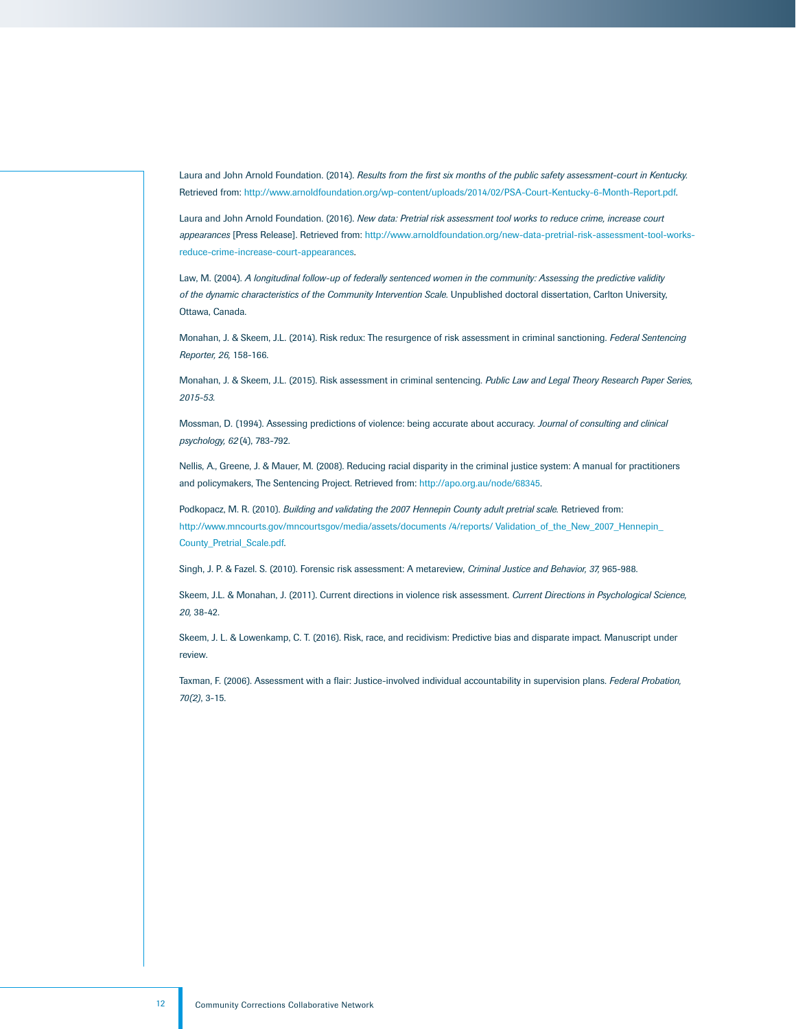Laura and John Arnold Foundation. (2014). *Results from the first six months of the public safety assessment-court in Kentucky.* Retrieved from: http://www.arnoldfoundation.org/wp-content/uploads/2014/02/PSA-Court-Kentucky-6-Month-Report.pdf.

Laura and John Arnold Foundation. (2016). *New data: Pretrial risk assessment tool works to reduce crime, increase court appearances* [Press Release]. Retrieved from: http://www.arnoldfoundation.org/new-data-pretrial-risk-assessment-tool-works-reduce-crime-increase-court-appearances.

Law, M. (2004). *A longitudinal follow-up of federally sentenced women in the community: Assessing the predictive validity of the dynamic characteristics of the Community Intervention Scale.* Unpublished doctoral dissertation, Carlton University, Ottawa, Canada.

Monahan, J. & Skeem, J.L. (2014). Risk redux: The resurgence of risk assessment in criminal sanctioning. *Federal Sentencing Reporter, 26,* 158-166.

Monahan, J. & Skeem, J.L. (2015). Risk assessment in criminal sentencing. *Public Law and Legal Theory Research Paper Series, 2015-53.*

Mossman, D. (1994). Assessing predictions of violence: being accurate about accuracy. *Journal of consulting and clinical psychology, 62* (4), 783-792.

Nellis, A., Greene, J. & Mauer, M. (2008). Reducing racial disparity in the criminal justice system: A manual for practitioners and policymakers, The Sentencing Project. Retrieved from: http://apo.org.au/node/68345.

Podkopacz, M. R. (2010). *Building and validating the 2007 Hennepin County adult pretrial scale.* Retrieved from: http://www.mncourts.gov/mncourtsgov/media/assets/documents /4/reports/ Validation_of_the_New_2007_Hennepin_County_Pretrial_Scale.pdf.

Singh, J. P. & Fazel. S. (2010). Forensic risk assessment: A metareview, *Criminal Justice and Behavior, 37,* 965-988.

Skeem, J.L. & Monahan, J. (2011). Current directions in violence risk assessment. *Current Directions in Psychological Science, 20,* 38-42.

Skeem, J. L. & Lowenkamp, C. T. (2016). Risk, race, and recidivism: Predictive bias and disparate impact. Manuscript under review.

Taxman, F. (2006). Assessment with a flair: Justice-involved individual accountability in supervision plans. *Federal Probation, 70(2)*, 3-15.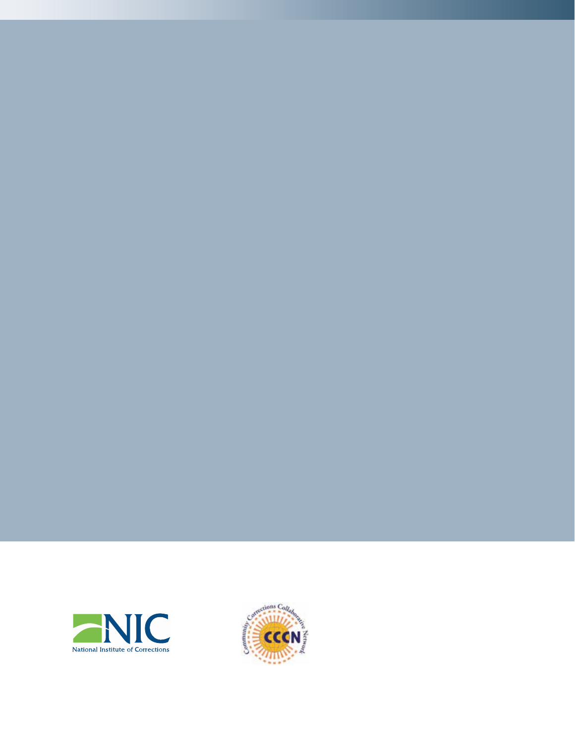National Institute of Corrections

Community Corrections Collaborative Network